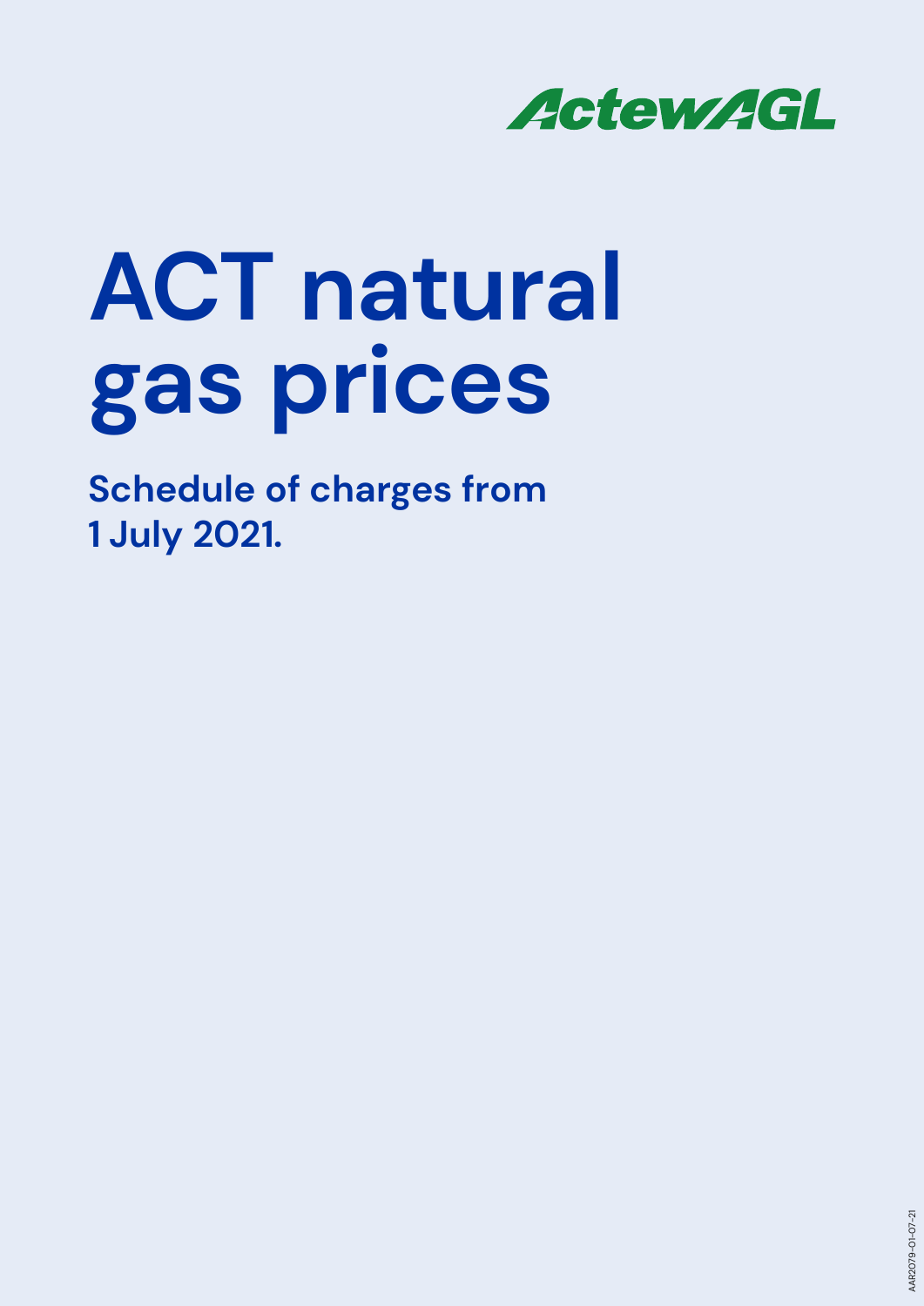ActewAGL

# ACT natural gas prices

**Schedule of charges from 1 July 2021.**

AAR2079-01-07-21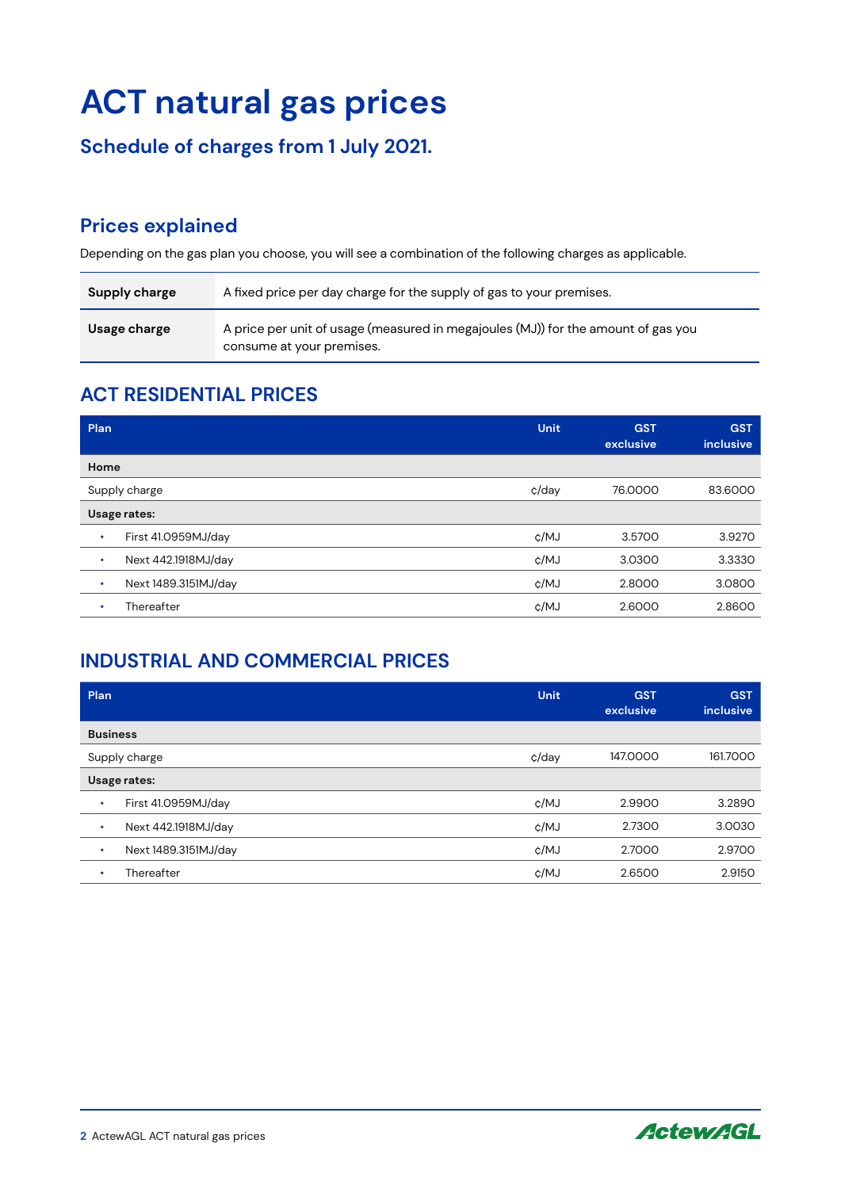# ACT natural gas prices

## Schedule of charges from 1 July 2021.

## Prices explained

Depending on the gas plan you choose, you will see a combination of the following charges as applicable.

| | |
|---|---|
| **Supply charge** | A fixed price per day charge for the supply of gas to your premises. |
| **Usage charge** | A price per unit of usage (measured in megajoules (MJ)) for the amount of gas you consume at your premises. |

## ACT RESIDENTIAL PRICES

| Plan | Unit | GST exclusive | GST inclusive |
|---|---|---|---|
| **Home** | | | |
| Supply charge | ¢/day | 76.0000 | 83.6000 |
| **Usage rates:** | | | |
| • First 41.0959MJ/day | ¢/MJ | 3.5700 | 3.9270 |
| • Next 442.1918MJ/day | ¢/MJ | 3.0300 | 3.3330 |
| • Next 1489.3151MJ/day | ¢/MJ | 2.8000 | 3.0800 |
| • Thereafter | ¢/MJ | 2.6000 | 2.8600 |

## INDUSTRIAL AND COMMERCIAL PRICES

| Plan | Unit | GST exclusive | GST inclusive |
|---|---|---|---|
| **Business** | | | |
| Supply charge | ¢/day | 147.0000 | 161.7000 |
| **Usage rates:** | | | |
| • First 41.0959MJ/day | ¢/MJ | 2.9900 | 3.2890 |
| • Next 442.1918MJ/day | ¢/MJ | 2.7300 | 3.0030 |
| • Next 1489.3151MJ/day | ¢/MJ | 2.7000 | 2.9700 |
| • Thereafter | ¢/MJ | 2.6500 | 2.9150 |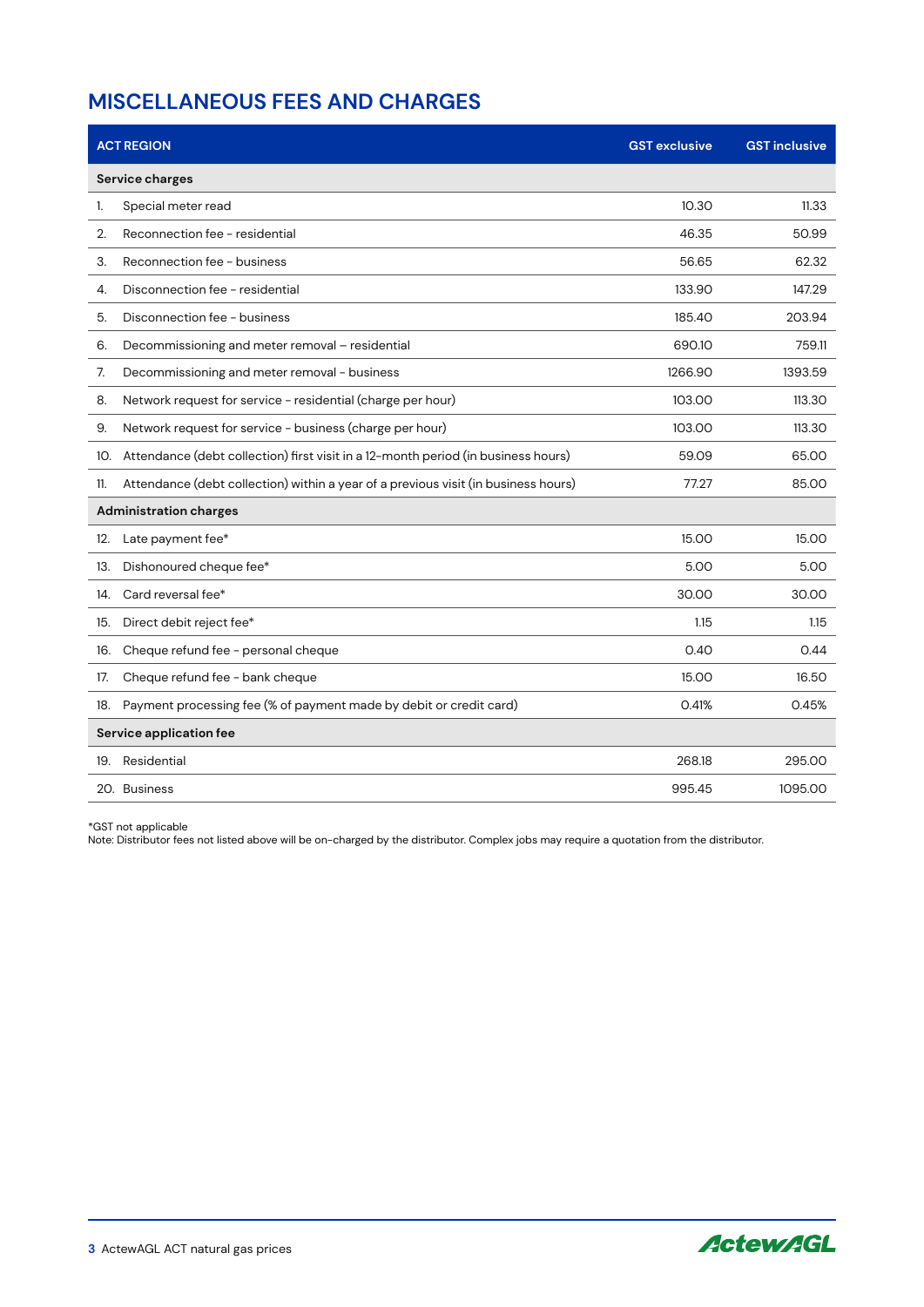## MISCELLANEOUS FEES AND CHARGES

| ACT REGION | GST exclusive | GST inclusive |
|---|---|---|
| **Service charges** | | |
| 1. Special meter read | 10.30 | 11.33 |
| 2. Reconnection fee - residential | 46.35 | 50.99 |
| 3. Reconnection fee - business | 56.65 | 62.32 |
| 4. Disconnection fee - residential | 133.90 | 147.29 |
| 5. Disconnection fee - business | 185.40 | 203.94 |
| 6. Decommissioning and meter removal – residential | 690.10 | 759.11 |
| 7. Decommissioning and meter removal - business | 1266.90 | 1393.59 |
| 8. Network request for service - residential (charge per hour) | 103.00 | 113.30 |
| 9. Network request for service - business (charge per hour) | 103.00 | 113.30 |
| 10. Attendance (debt collection) first visit in a 12-month period (in business hours) | 59.09 | 65.00 |
| 11. Attendance (debt collection) within a year of a previous visit (in business hours) | 77.27 | 85.00 |
| **Administration charges** | | |
| 12. Late payment fee* | 15.00 | 15.00 |
| 13. Dishonoured cheque fee* | 5.00 | 5.00 |
| 14. Card reversal fee* | 30.00 | 30.00 |
| 15. Direct debit reject fee* | 1.15 | 1.15 |
| 16. Cheque refund fee - personal cheque | 0.40 | 0.44 |
| 17. Cheque refund fee - bank cheque | 15.00 | 16.50 |
| 18. Payment processing fee (% of payment made by debit or credit card) | 0.41% | 0.45% |
| **Service application fee** | | |
| 19. Residential | 268.18 | 295.00 |
| 20. Business | 995.45 | 1095.00 |

*GST not applicable
Note: Distributor fees not listed above will be on-charged by the distributor. Complex jobs may require a quotation from the distributor.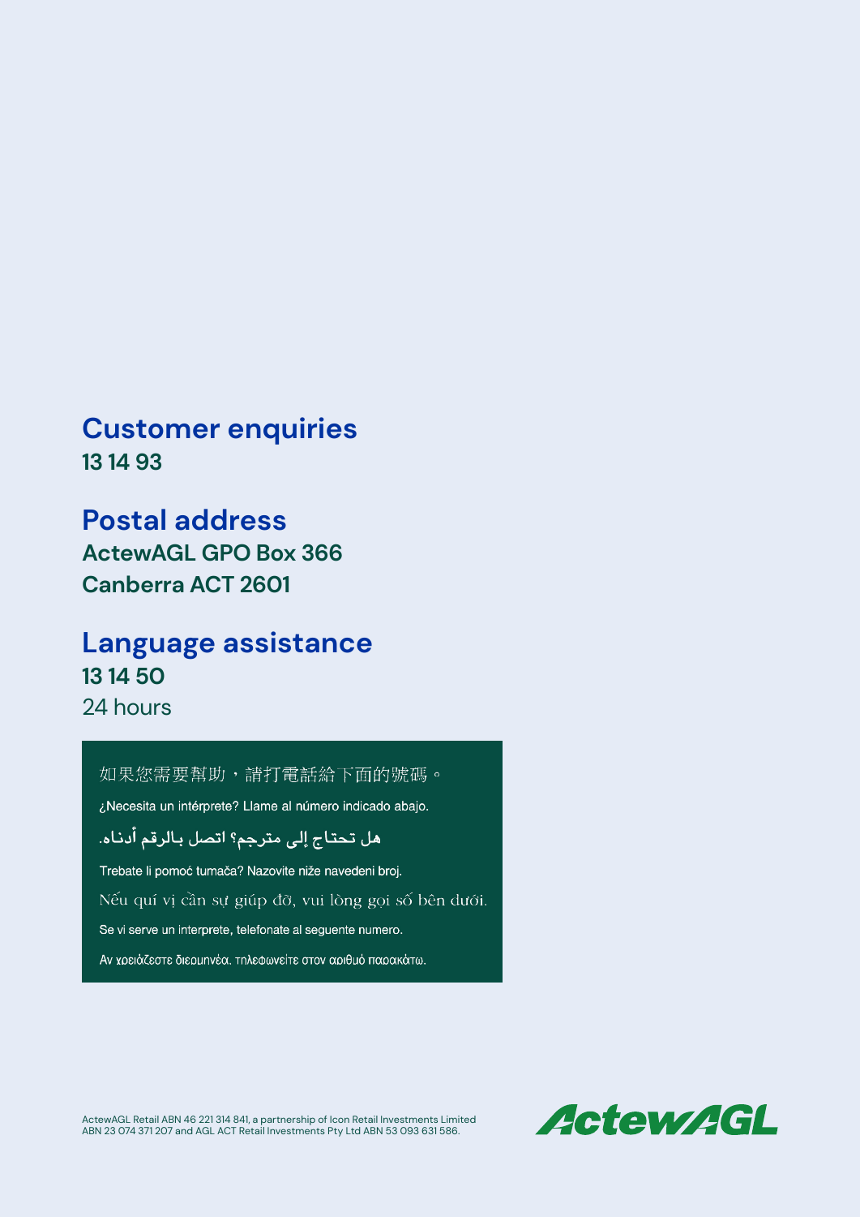## Customer enquiries

**13 14 93**

## Postal address

**ActewAGL GPO Box 366**
**Canberra ACT 2601**

## Language assistance

**13 14 50**

24 hours

如果您需要幫助，請打電話給下面的號碼。

¿Necesita un intérprete? Llame al número indicado abajo.

هل تحتاج إلى مترجم؟ اتصل بالرقم أدناه.

Trebate li pomoć tumača? Nazovite niže navedeni broj.

Nếu quí vị cần sự giúp đỡ, vui lòng gọi số bên dưới.

Se vi serve un interprete, telefonate al seguente numero.

Αν χρειάζεστε διερμηνέα, τηλεφωνείτε στον αριθμό παρακάτω.

ActewAGL Retail ABN 46 221 314 841, a partnership of Icon Retail Investments Limited ABN 23 074 371 207 and AGL ACT Retail Investments Pty Ltd ABN 53 093 631 586.

ActewAGL